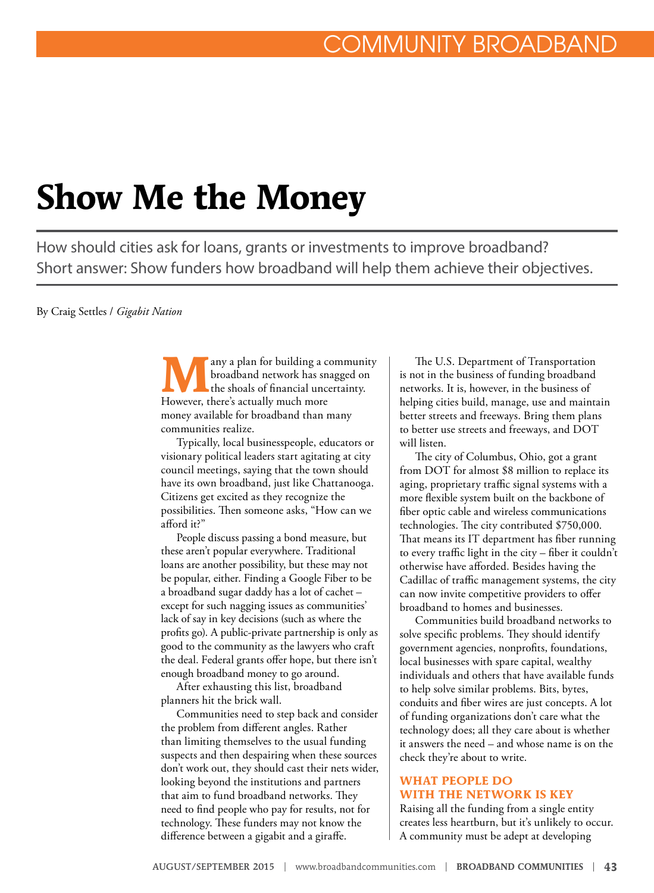# Show Me the Money

How should cities ask for loans, grants or investments to improve broadband? Short answer: Show funders how broadband will help them achieve their objectives.

By Craig Settles / *Gigabit Nation*

Many a plan for building a community broadband network has snagged on the shoals of financial uncertainty. However, there's actually much more money available for broadband than many communities realize.

Typically, local businesspeople, educators or visionary political leaders start agitating at city council meetings, saying that the town should have its own broadband, just like Chattanooga. Citizens get excited as they recognize the possibilities. Then someone asks, "How can we afford it?"

People discuss passing a bond measure, but these aren't popular everywhere. Traditional loans are another possibility, but these may not be popular, either. Finding a Google Fiber to be a broadband sugar daddy has a lot of cachet – except for such nagging issues as communities' lack of say in key decisions (such as where the profits go). A public-private partnership is only as good to the community as the lawyers who craft the deal. Federal grants offer hope, but there isn't enough broadband money to go around.

After exhausting this list, broadband planners hit the brick wall.

Communities need to step back and consider the problem from different angles. Rather than limiting themselves to the usual funding suspects and then despairing when these sources don't work out, they should cast their nets wider, looking beyond the institutions and partners that aim to fund broadband networks. They need to find people who pay for results, not for technology. These funders may not know the difference between a gigabit and a giraffe.

The U.S. Department of Transportation is not in the business of funding broadband networks. It is, however, in the business of helping cities build, manage, use and maintain better streets and freeways. Bring them plans to better use streets and freeways, and DOT will listen.

The city of Columbus, Ohio, got a grant from DOT for almost $8 million to replace its aging, proprietary traffic signal systems with a more flexible system built on the backbone of fiber optic cable and wireless communications technologies. The city contributed $750,000. That means its IT department has fiber running to every traffic light in the city – fiber it couldn't otherwise have afforded. Besides having the Cadillac of traffic management systems, the city can now invite competitive providers to offer broadband to homes and businesses.

Communities build broadband networks to solve specific problems. They should identify government agencies, nonprofits, foundations, local businesses with spare capital, wealthy individuals and others that have available funds to help solve similar problems. Bits, bytes, conduits and fiber wires are just concepts. A lot of funding organizations don't care what the technology does; all they care about is whether it answers the need – and whose name is on the check they're about to write.

## WHAT PEOPLE DO WITH THE NETWORK IS KEY

Raising all the funding from a single entity creates less heartburn, but it's unlikely to occur. A community must be adept at developing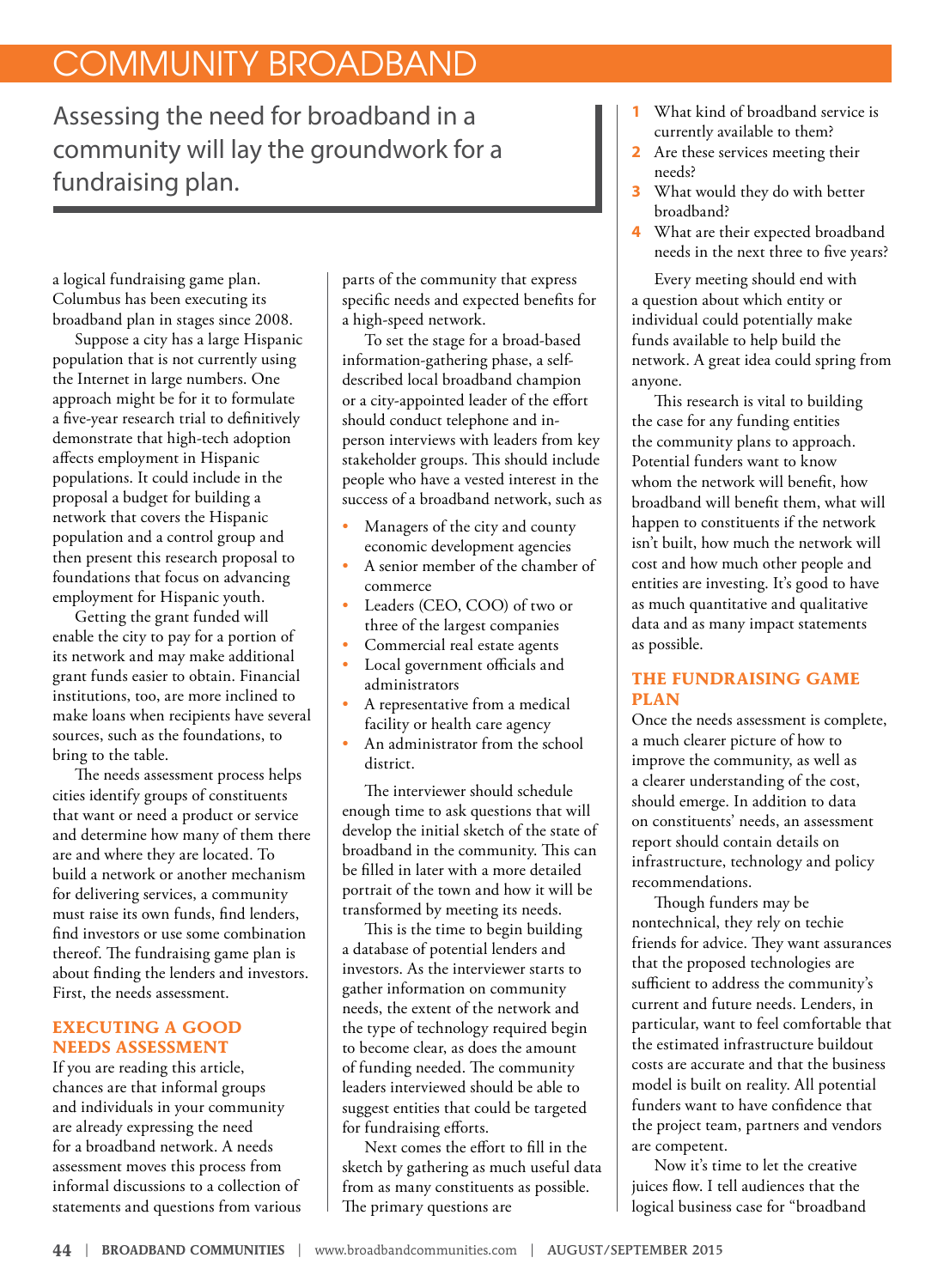Assessing the need for broadband in a community will lay the groundwork for a fundraising plan.

a logical fundraising game plan. Columbus has been executing its broadband plan in stages since 2008.

Suppose a city has a large Hispanic population that is not currently using the Internet in large numbers. One approach might be for it to formulate a five-year research trial to definitively demonstrate that high-tech adoption affects employment in Hispanic populations. It could include in the proposal a budget for building a network that covers the Hispanic population and a control group and then present this research proposal to foundations that focus on advancing employment for Hispanic youth.

Getting the grant funded will enable the city to pay for a portion of its network and may make additional grant funds easier to obtain. Financial institutions, too, are more inclined to make loans when recipients have several sources, such as the foundations, to bring to the table.

The needs assessment process helps cities identify groups of constituents that want or need a product or service and determine how many of them there are and where they are located. To build a network or another mechanism for delivering services, a community must raise its own funds, find lenders, find investors or use some combination thereof. The fundraising game plan is about finding the lenders and investors. First, the needs assessment.

## EXECUTING A GOOD NEEDS ASSESSMENT

If you are reading this article, chances are that informal groups and individuals in your community are already expressing the need for a broadband network. A needs assessment moves this process from informal discussions to a collection of statements and questions from various parts of the community that express specific needs and expected benefits for a high-speed network.

To set the stage for a broad-based information-gathering phase, a self-described local broadband champion or a city-appointed leader of the effort should conduct telephone and in-person interviews with leaders from key stakeholder groups. This should include people who have a vested interest in the success of a broadband network, such as

- Managers of the city and county economic development agencies
- A senior member of the chamber of commerce
- Leaders (CEO, COO) of two or three of the largest companies
- Commercial real estate agents
- Local government officials and administrators
- A representative from a medical facility or health care agency
- An administrator from the school district.

The interviewer should schedule enough time to ask questions that will develop the initial sketch of the state of broadband in the community. This can be filled in later with a more detailed portrait of the town and how it will be transformed by meeting its needs.

This is the time to begin building a database of potential lenders and investors. As the interviewer starts to gather information on community needs, the extent of the network and the type of technology required begin to become clear, as does the amount of funding needed. The community leaders interviewed should be able to suggest entities that could be targeted for fundraising efforts.

Next comes the effort to fill in the sketch by gathering as much useful data from as many constituents as possible. The primary questions are

1. What kind of broadband service is currently available to them?
2. Are these services meeting their needs?
3. What would they do with better broadband?
4. What are their expected broadband needs in the next three to five years?

Every meeting should end with a question about which entity or individual could potentially make funds available to help build the network. A great idea could spring from anyone.

This research is vital to building the case for any funding entities the community plans to approach. Potential funders want to know whom the network will benefit, how broadband will benefit them, what will happen to constituents if the network isn't built, how much the network will cost and how much other people and entities are investing. It's good to have as much quantitative and qualitative data and as many impact statements as possible.

## THE FUNDRAISING GAME PLAN

Once the needs assessment is complete, a much clearer picture of how to improve the community, as well as a clearer understanding of the cost, should emerge. In addition to data on constituents' needs, an assessment report should contain details on infrastructure, technology and policy recommendations.

Though funders may be nontechnical, they rely on techie friends for advice. They want assurances that the proposed technologies are sufficient to address the community's current and future needs. Lenders, in particular, want to feel comfortable that the estimated infrastructure buildout costs are accurate and that the business model is built on reality. All potential funders want to have confidence that the project team, partners and vendors are competent.

Now it's time to let the creative juices flow. I tell audiences that the logical business case for "broadband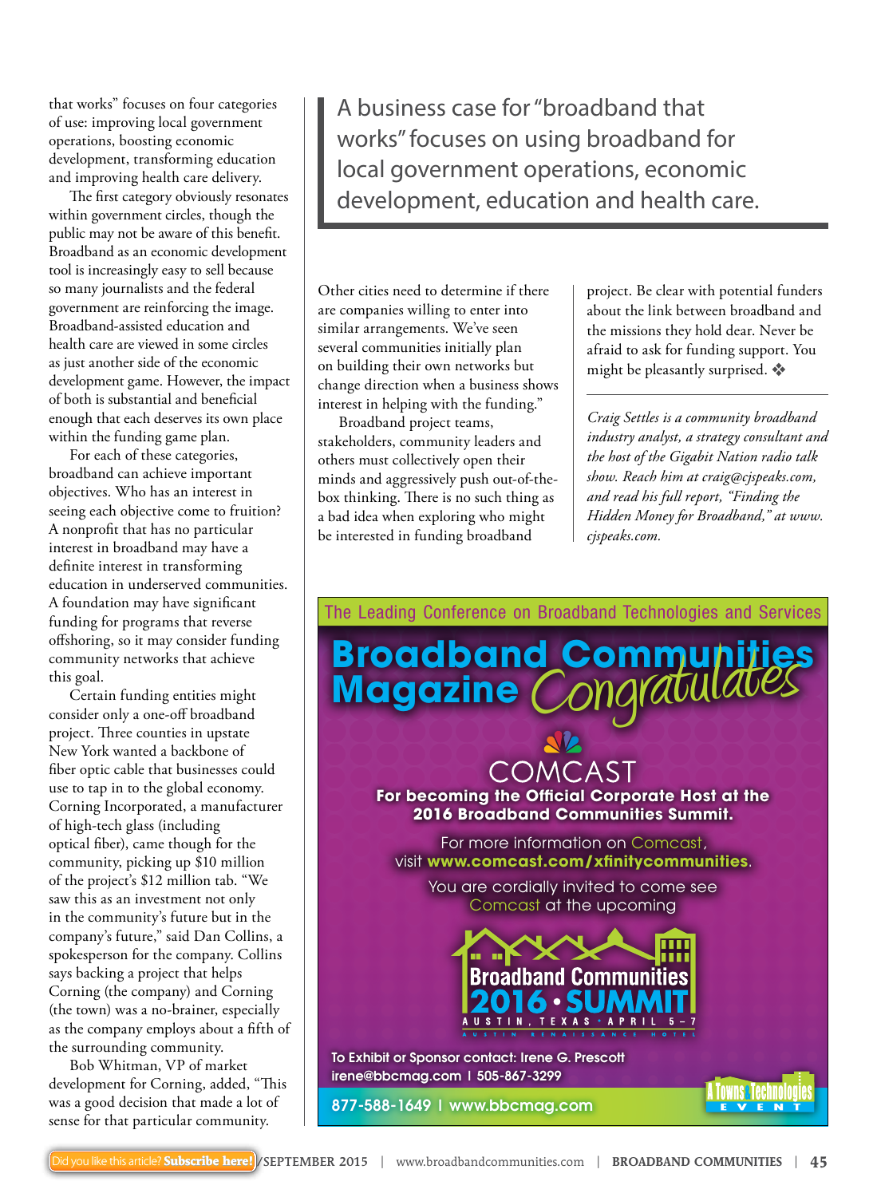that works" focuses on four categories of use: improving local government operations, boosting economic development, transforming education and improving health care delivery.

The first category obviously resonates within government circles, though the public may not be aware of this benefit. Broadband as an economic development tool is increasingly easy to sell because so many journalists and the federal government are reinforcing the image. Broadband-assisted education and health care are viewed in some circles as just another side of the economic development game. However, the impact of both is substantial and beneficial enough that each deserves its own place within the funding game plan.

For each of these categories, broadband can achieve important objectives. Who has an interest in seeing each objective come to fruition? A nonprofit that has no particular interest in broadband may have a definite interest in transforming education in underserved communities. A foundation may have significant funding for programs that reverse offshoring, so it may consider funding community networks that achieve this goal.

Certain funding entities might consider only a one-off broadband project. Three counties in upstate New York wanted a backbone of fiber optic cable that businesses could use to tap in to the global economy. Corning Incorporated, a manufacturer of high-tech glass (including optical fiber), came though for the community, picking up $10 million of the project's $12 million tab. "We saw this as an investment not only in the community's future but in the company's future," said Dan Collins, a spokesperson for the company. Collins says backing a project that helps Corning (the company) and Corning (the town) was a no-brainer, especially as the company employs about a fifth of the surrounding community.

Bob Whitman, VP of market development for Corning, added, "This was a good decision that made a lot of sense for that particular community.

> A business case for "broadband that works" focuses on using broadband for local government operations, economic development, education and health care.

Other cities need to determine if there are companies willing to enter into similar arrangements. We've seen several communities initially plan on building their own networks but change direction when a business shows interest in helping with the funding."

Broadband project teams, stakeholders, community leaders and others must collectively open their minds and aggressively push out-of-the-box thinking. There is no such thing as a bad idea when exploring who might be interested in funding broadband project. Be clear with potential funders about the link between broadband and the missions they hold dear. Never be afraid to ask for funding support. You might be pleasantly surprised. ❖

---

*Craig Settles is a community broadband industry analyst, a strategy consultant and the host of the Gigabit Nation radio talk show. Reach him at craig@cjspeaks.com, and read his full report, "Finding the Hidden Money for Broadband," at www.cjspeaks.com.*

---

The Leading Conference on Broadband Technologies and Services

**Broadband Communities Magazine** *Congratulates*

COMCAST

**For becoming the Official Corporate Host at the 2016 Broadband Communities Summit.**

For more information on Comcast, visit **www.comcast.com/xfinitycommunities**.

You are cordially invited to come see Comcast at the upcoming

**Broadband Communities 2016 • SUMMIT**
AUSTIN, TEXAS • APRIL 5 – 7
AUSTIN RENAISSANCE HOTEL

**To Exhibit or Sponsor contact: Irene G. Prescott**
**irene@bbcmag.com | 505-867-3299**

**877-588-1649 | www.bbcmag.com**

A Towns & Technologies EVENT

Did you like this article? **Subscribe here!**